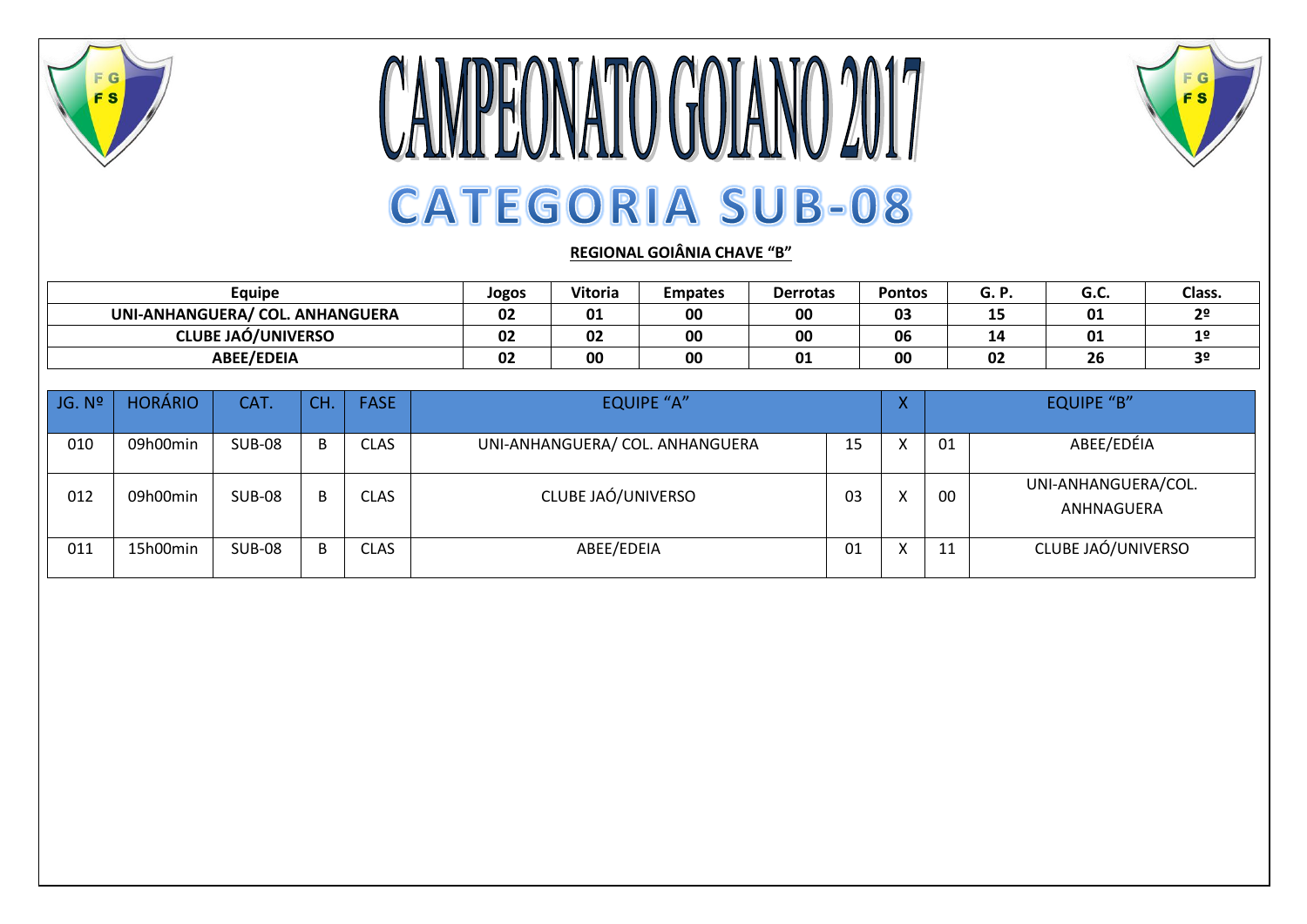# CAMPEONATO GOIANO 2017

## CATEGORIA SUB-08

**REGIONAL GOIÂNIA CHAVE "B"**

| Equipe | Jogos | Vitoria | Empates | Derrotas | Pontos | G. P. | G.C. | Class. |
|---|---|---|---|---|---|---|---|---|
| UNI-ANHANGUERA/ COL. ANHANGUERA | 02 | 01 | 00 | 00 | 03 | 15 | 01 | 2º |
| CLUBE JAÓ/UNIVERSO | 02 | 02 | 00 | 00 | 06 | 14 | 01 | 1º |
| ABEE/EDEIA | 02 | 00 | 00 | 01 | 00 | 02 | 26 | 3º |

| JG. Nº | HORÁRIO | CAT. | CH. | FASE | EQUIPE "A" | | X | | EQUIPE "B" |
|---|---|---|---|---|---|---|---|---|---|
| 010 | 09h00min | SUB-08 | B | CLAS | UNI-ANHANGUERA/ COL. ANHANGUERA | 15 | X | 01 | ABEE/EDÉIA |
| 012 | 09h00min | SUB-08 | B | CLAS | CLUBE JAÓ/UNIVERSO | 03 | X | 00 | UNI-ANHANGUERA/COL. ANHNAGUERA |
| 011 | 15h00min | SUB-08 | B | CLAS | ABEE/EDEIA | 01 | X | 11 | CLUBE JAÓ/UNIVERSO |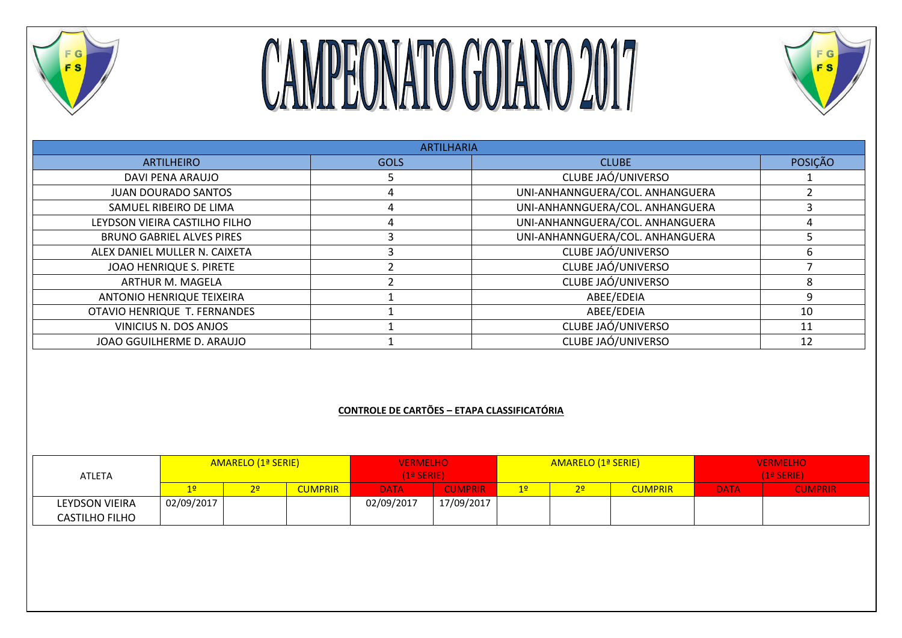# CAMPEONATO GOIANO 2017

| ARTILHARIA | | | |
|---|---|---|---|
| ARTILHEIRO | GOLS | CLUBE | POSIÇÃO |
| DAVI PENA ARAUJO | 5 | CLUBE JAÓ/UNIVERSO | 1 |
| JUAN DOURADO SANTOS | 4 | UNI-ANHANNGUERA/COL. ANHANGUERA | 2 |
| SAMUEL RIBEIRO DE LIMA | 4 | UNI-ANHANNGUERA/COL. ANHANGUERA | 3 |
| LEYDSON VIEIRA CASTILHO FILHO | 4 | UNI-ANHANNGUERA/COL. ANHANGUERA | 4 |
| BRUNO GABRIEL ALVES PIRES | 3 | UNI-ANHANNGUERA/COL. ANHANGUERA | 5 |
| ALEX DANIEL MULLER N. CAIXETA | 3 | CLUBE JAÓ/UNIVERSO | 6 |
| JOAO HENRIQUE S. PIRETE | 2 | CLUBE JAÓ/UNIVERSO | 7 |
| ARTHUR M. MAGELA | 2 | CLUBE JAÓ/UNIVERSO | 8 |
| ANTONIO HENRIQUE TEIXEIRA | 1 | ABEE/EDEIA | 9 |
| OTAVIO HENRIQUE T. FERNANDES | 1 | ABEE/EDEIA | 10 |
| VINICIUS N. DOS ANJOS | 1 | CLUBE JAÓ/UNIVERSO | 11 |
| JOAO GGUILHERME D. ARAUJO | 1 | CLUBE JAÓ/UNIVERSO | 12 |

**CONTROLE DE CARTÕES – ETAPA CLASSIFICATÓRIA**

| ATLETA | AMARELO (1ª SERIE) | | | VERMELHO (1ª SERIE) | | AMARELO (1ª SERIE) | | | VERMELHO (1ª SERIE) | |
|---|---|---|---|---|---|---|---|---|---|---|
| | 1º | 2º | CUMPRIR | DATA | CUMPRIR | 1º | 2º | CUMPRIR | DATA | CUMPRIR |
| LEYDSON VIEIRA CASTILHO FILHO | 02/09/2017 | | | 02/09/2017 | 17/09/2017 | | | | | |